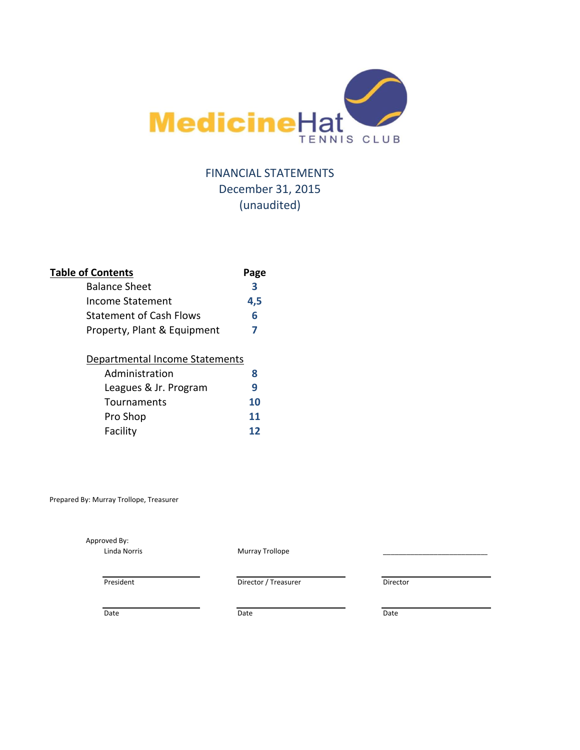# MedicineHat TENNIS CLUB

## FINANCIAL STATEMENTS
## December 31, 2015
## (unaudited)

| **Table of Contents** | **Page** |
|---|---|
| Balance Sheet | 3 |
| Income Statement | 4,5 |
| Statement of Cash Flows | 6 |
| Property, Plant & Equipment | 7 |
| Departmental Income Statements | |
| Administration | 8 |
| Leagues & Jr. Program | 9 |
| Tournaments | 10 |
| Pro Shop | 11 |
| Facility | 12 |

Prepared By: Murray Trollope, Treasurer

Approved By:

| | | |
|---|---|---|
| Linda Norris | Murray Trollope | ___________________________ |
| President | Director / Treasurer | Director |
| Date | Date | Date |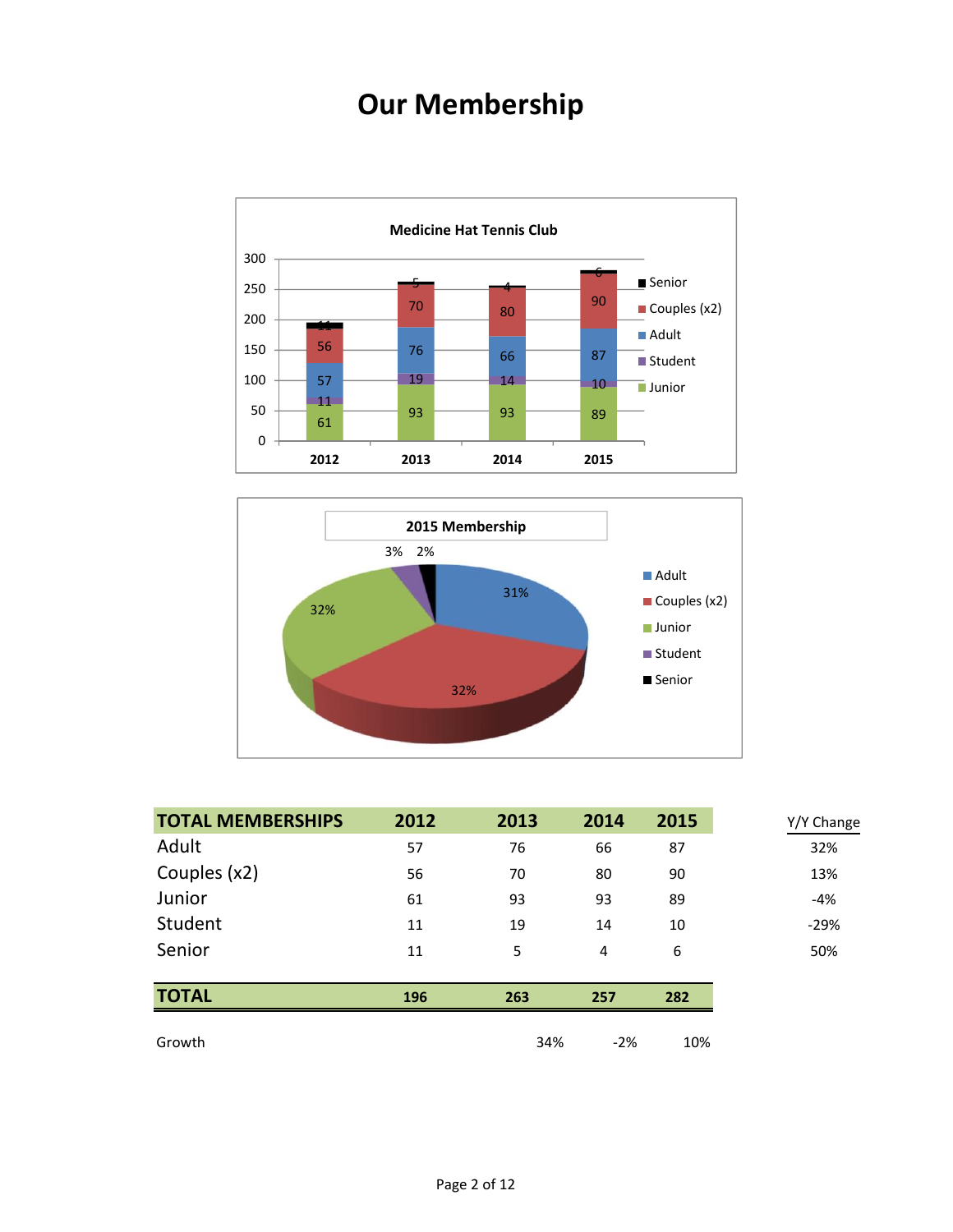# Our Membership

Medicine Hat Tennis Club

300
250
200
150
100
50
0

2012 2013 2014 2015

11
56
57
11
61

5
70
76
19
93

4
80
66
14
93

6
90
87
10
89

Senior
Couples (x2)
Adult
Student
Junior

2015 Membership

3% 2%
31%
32%
32%

Adult
Couples (x2)
Junior
Student
Senior

| TOTAL MEMBERSHIPS | 2012 | 2013 | 2014 | 2015 | Y/Y Change |
|---|---|---|---|---|---|
| Adult | 57 | 76 | 66 | 87 | 32% |
| Couples (x2) | 56 | 70 | 80 | 90 | 13% |
| Junior | 61 | 93 | 93 | 89 | -4% |
| Student | 11 | 19 | 14 | 10 | -29% |
| Senior | 11 | 5 | 4 | 6 | 50% |
| **TOTAL** | **196** | **263** | **257** | **282** | |
| Growth | | 34% | -2% | 10% | |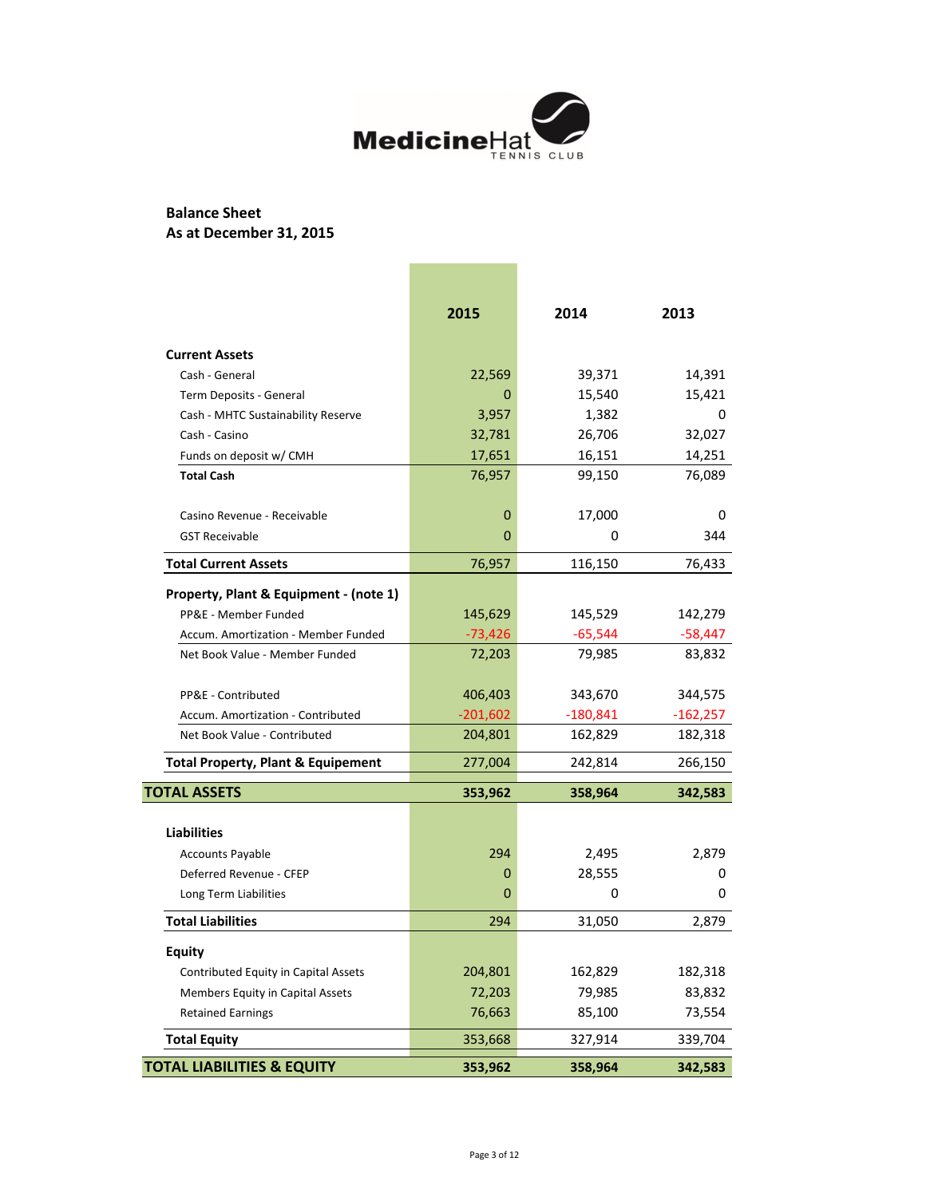**Medicine Hat TENNIS CLUB**

**Balance Sheet**
**As at December 31, 2015**

| | 2015 | 2014 | 2013 |
|---|---|---|---|
| **Current Assets** | | | |
| Cash - General | 22,569 | 39,371 | 14,391 |
| Term Deposits - General | 0 | 15,540 | 15,421 |
| Cash - MHTC Sustainability Reserve | 3,957 | 1,382 | 0 |
| Cash - Casino | 32,781 | 26,706 | 32,027 |
| Funds on deposit w/ CMH | 17,651 | 16,151 | 14,251 |
| **Total Cash** | 76,957 | 99,150 | 76,089 |
| Casino Revenue - Receivable | 0 | 17,000 | 0 |
| GST Receivable | 0 | 0 | 344 |
| **Total Current Assets** | 76,957 | 116,150 | 76,433 |
| **Property, Plant & Equipment - (note 1)** | | | |
| PP&E - Member Funded | 145,629 | 145,529 | 142,279 |
| Accum. Amortization - Member Funded | -73,426 | -65,544 | -58,447 |
| Net Book Value - Member Funded | 72,203 | 79,985 | 83,832 |
| PP&E - Contributed | 406,403 | 343,670 | 344,575 |
| Accum. Amortization - Contributed | -201,602 | -180,841 | -162,257 |
| Net Book Value - Contributed | 204,801 | 162,829 | 182,318 |
| **Total Property, Plant & Equipement** | 277,004 | 242,814 | 266,150 |
| **TOTAL ASSETS** | **353,962** | **358,964** | **342,583** |
| **Liabilities** | | | |
| Accounts Payable | 294 | 2,495 | 2,879 |
| Deferred Revenue - CFEP | 0 | 28,555 | 0 |
| Long Term Liabilities | 0 | 0 | 0 |
| **Total Liabilities** | 294 | 31,050 | 2,879 |
| **Equity** | | | |
| Contributed Equity in Capital Assets | 204,801 | 162,829 | 182,318 |
| Members Equity in Capital Assets | 72,203 | 79,985 | 83,832 |
| Retained Earnings | 76,663 | 85,100 | 73,554 |
| **Total Equity** | 353,668 | 327,914 | 339,704 |
| **TOTAL LIABILITIES & EQUITY** | **353,962** | **358,964** | **342,583** |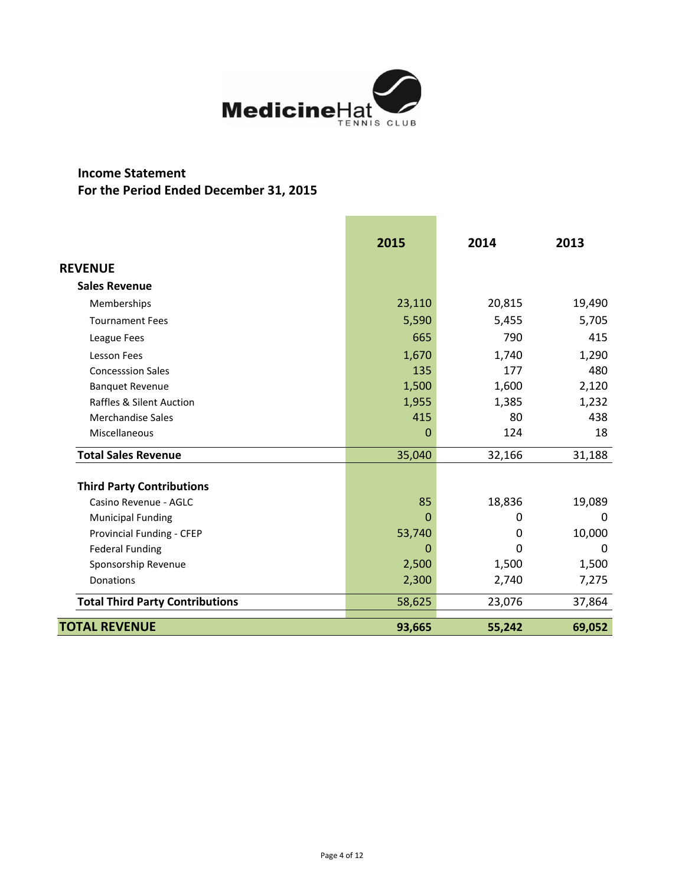MedicineHat TENNIS CLUB

## Income Statement
## For the Period Ended December 31, 2015

| | 2015 | 2014 | 2013 |
|---|---|---|---|
| **REVENUE** | | | |
| **Sales Revenue** | | | |
| Memberships | 23,110 | 20,815 | 19,490 |
| Tournament Fees | 5,590 | 5,455 | 5,705 |
| League Fees | 665 | 790 | 415 |
| Lesson Fees | 1,670 | 1,740 | 1,290 |
| Concesssion Sales | 135 | 177 | 480 |
| Banquet Revenue | 1,500 | 1,600 | 2,120 |
| Raffles & Silent Auction | 1,955 | 1,385 | 1,232 |
| Merchandise Sales | 415 | 80 | 438 |
| Miscellaneous | 0 | 124 | 18 |
| **Total Sales Revenue** | 35,040 | 32,166 | 31,188 |
| **Third Party Contributions** | | | |
| Casino Revenue - AGLC | 85 | 18,836 | 19,089 |
| Municipal Funding | 0 | 0 | 0 |
| Provincial Funding - CFEP | 53,740 | 0 | 10,000 |
| Federal Funding | 0 | 0 | 0 |
| Sponsorship Revenue | 2,500 | 1,500 | 1,500 |
| Donations | 2,300 | 2,740 | 7,275 |
| **Total Third Party Contributions** | 58,625 | 23,076 | 37,864 |
| **TOTAL REVENUE** | **93,665** | **55,242** | **69,052** |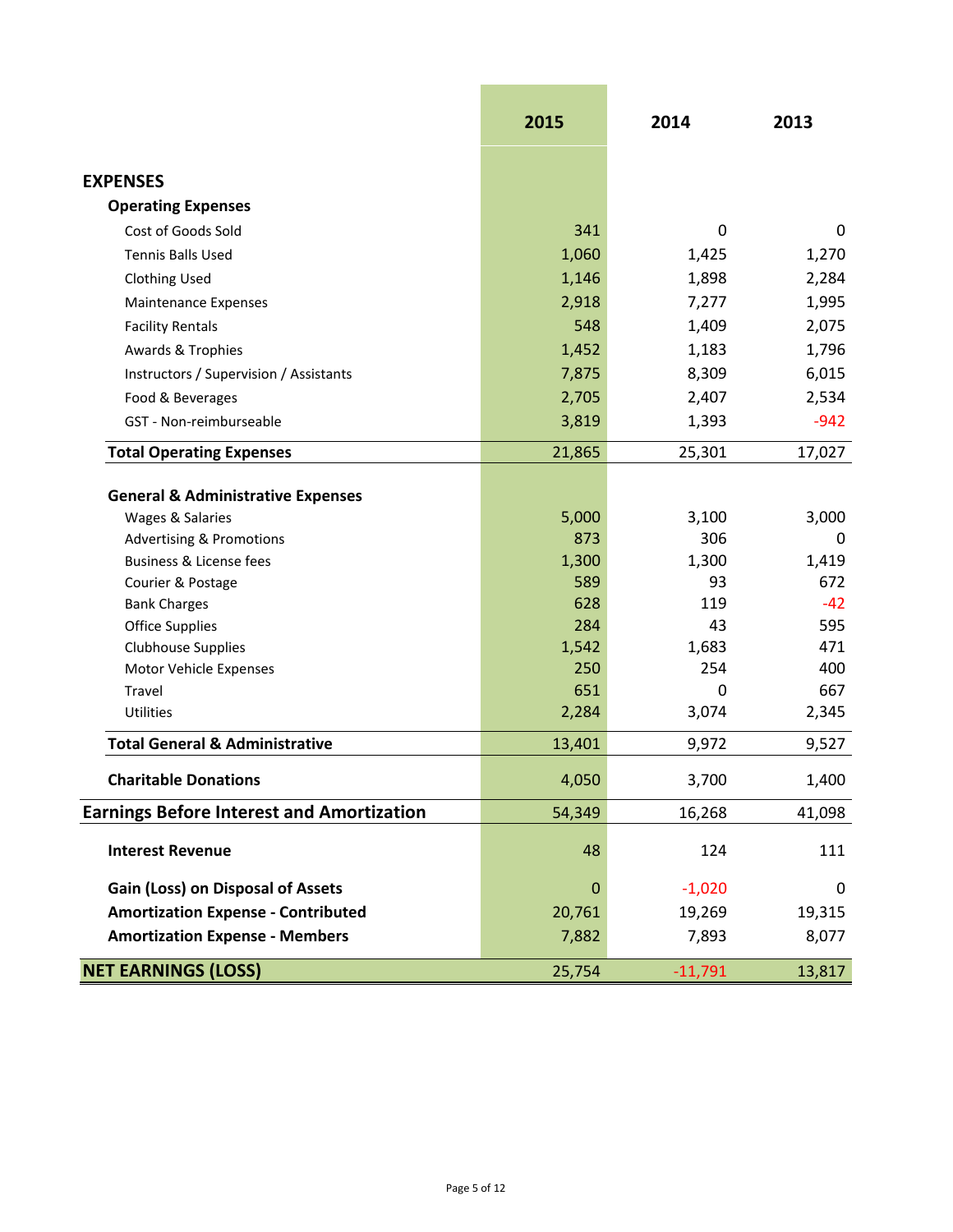| | 2015 | 2014 | 2013 |
|---|---|---|---|
| **EXPENSES** | | | |
| **Operating Expenses** | | | |
| Cost of Goods Sold | 341 | 0 | 0 |
| Tennis Balls Used | 1,060 | 1,425 | 1,270 |
| Clothing Used | 1,146 | 1,898 | 2,284 |
| Maintenance Expenses | 2,918 | 7,277 | 1,995 |
| Facility Rentals | 548 | 1,409 | 2,075 |
| Awards & Trophies | 1,452 | 1,183 | 1,796 |
| Instructors / Supervision / Assistants | 7,875 | 8,309 | 6,015 |
| Food & Beverages | 2,705 | 2,407 | 2,534 |
| GST - Non-reimburseable | 3,819 | 1,393 | -942 |
| **Total Operating Expenses** | 21,865 | 25,301 | 17,027 |
| **General & Administrative Expenses** | | | |
| Wages & Salaries | 5,000 | 3,100 | 3,000 |
| Advertising & Promotions | 873 | 306 | 0 |
| Business & License fees | 1,300 | 1,300 | 1,419 |
| Courier & Postage | 589 | 93 | 672 |
| Bank Charges | 628 | 119 | -42 |
| Office Supplies | 284 | 43 | 595 |
| Clubhouse Supplies | 1,542 | 1,683 | 471 |
| Motor Vehicle Expenses | 250 | 254 | 400 |
| Travel | 651 | 0 | 667 |
| Utilities | 2,284 | 3,074 | 2,345 |
| **Total General & Administrative** | 13,401 | 9,972 | 9,527 |
| **Charitable Donations** | 4,050 | 3,700 | 1,400 |
| **Earnings Before Interest and Amortization** | 54,349 | 16,268 | 41,098 |
| **Interest Revenue** | 48 | 124 | 111 |
| **Gain (Loss) on Disposal of Assets** | 0 | -1,020 | 0 |
| **Amortization Expense - Contributed** | 20,761 | 19,269 | 19,315 |
| **Amortization Expense - Members** | 7,882 | 7,893 | 8,077 |
| **NET EARNINGS (LOSS)** | 25,754 | -11,791 | 13,817 |